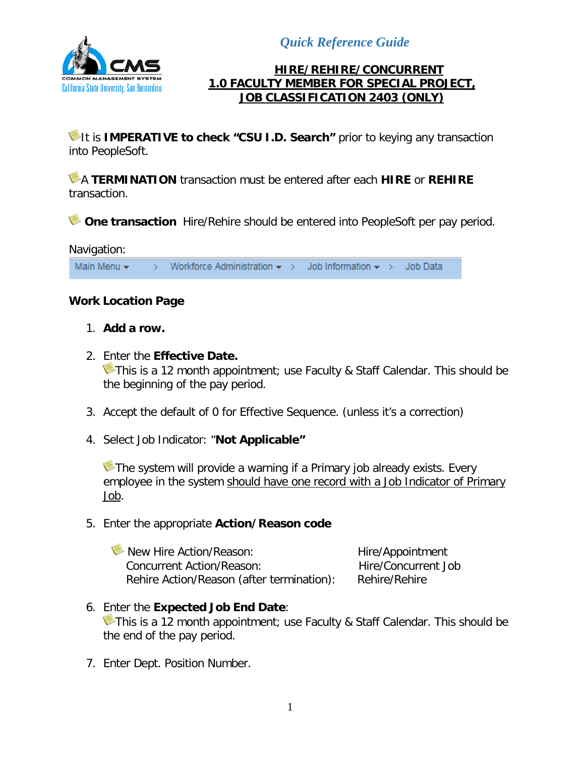*Quick Reference Guide*

# HIRE/REHIRE/CONCURRENT 1.0 FACULTY MEMBER FOR SPECIAL PROJECT, JOB CLASSIFICATION 2403 (ONLY)

It is **IMPERATIVE to check "CSU I.D. Search"** prior to keying any transaction into PeopleSoft.

A **TERMINATION** transaction must be entered after each **HIRE** or **REHIRE** transaction.

**One transaction** Hire/Rehire should be entered into PeopleSoft per pay period.

Navigation:

Main Menu > Workforce Administration > Job Information > Job Data

## Work Location Page

1. **Add a row.**

2. Enter the **Effective Date.**
   This is a 12 month appointment; use Faculty & Staff Calendar. This should be the beginning of the pay period.

3. Accept the default of 0 for Effective Sequence. (unless it's a correction)

4. Select Job Indicator: "**Not Applicable"**

   The system will provide a warning if a Primary job already exists. Every employee in the system should have one record with a Job Indicator of Primary Job.

5. Enter the appropriate **Action/Reason code**

   | | |
   |---|---|
   | New Hire Action/Reason: | Hire/Appointment |
   | Concurrent Action/Reason: | Hire/Concurrent Job |
   | Rehire Action/Reason (after termination): | Rehire/Rehire |

6. Enter the **Expected Job End Date**:
   This is a 12 month appointment; use Faculty & Staff Calendar. This should be the end of the pay period.

7. Enter Dept. Position Number.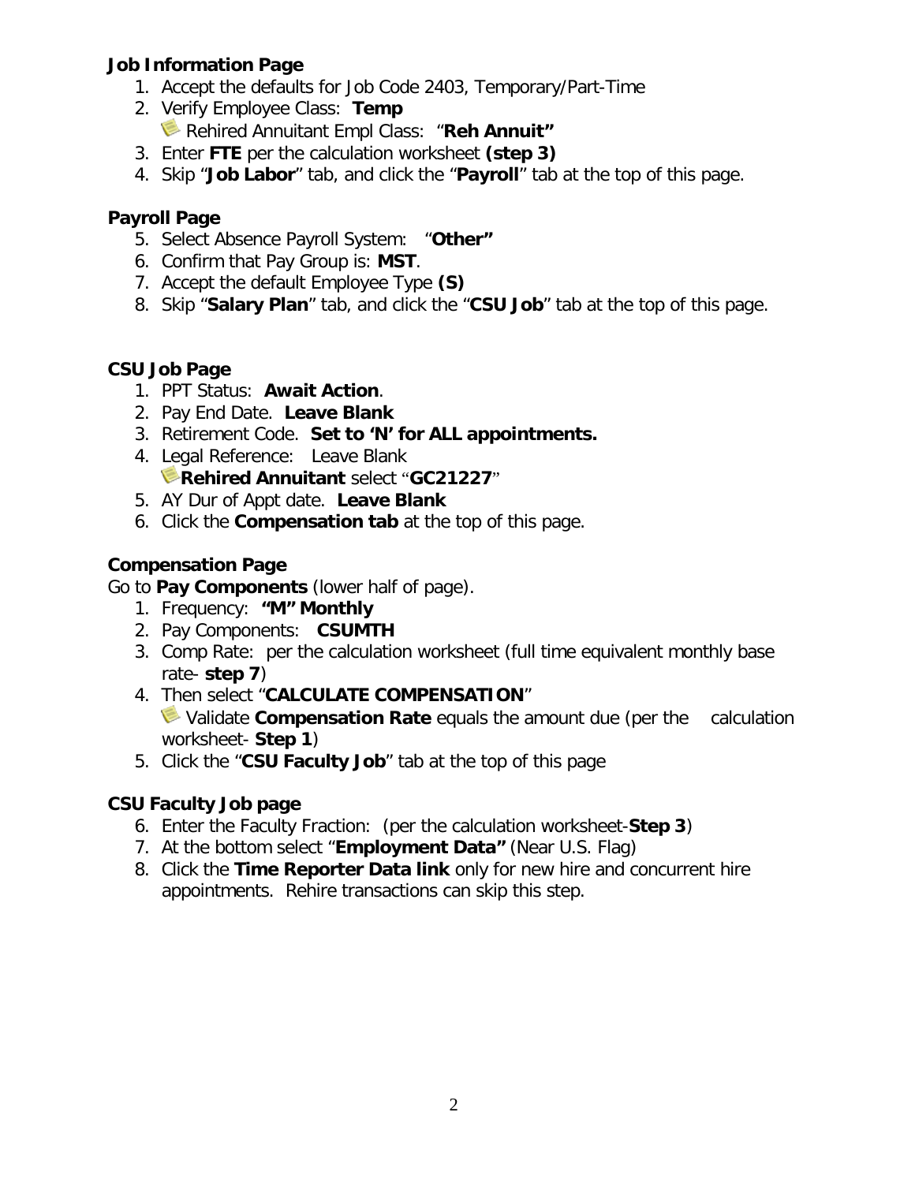**Job Information Page**

1. Accept the defaults for Job Code 2403, Temporary/Part-Time
2. Verify Employee Class: **Temp**
   Rehired Annuitant Empl Class: "**Reh Annuit"**
3. Enter **FTE** per the calculation worksheet **(step 3)**
4. Skip "**Job Labor**" tab, and click the "**Payroll**" tab at the top of this page.

**Payroll Page**

5. Select Absence Payroll System: "**Other"**
6. Confirm that Pay Group is: **MST**.
7. Accept the default Employee Type **(S)**
8. Skip "**Salary Plan**" tab, and click the "**CSU Job**" tab at the top of this page.

**CSU Job Page**

1. PPT Status: **Await Action**.
2. Pay End Date. **Leave Blank**
3. Retirement Code. **Set to 'N' for ALL appointments.**
4. Legal Reference: Leave Blank
   **Rehired Annuitant** select "**GC21227**"
5. AY Dur of Appt date. **Leave Blank**
6. Click the **Compensation tab** at the top of this page.

**Compensation Page**

Go to **Pay Components** (lower half of page).

1. Frequency: **"M" Monthly**
2. Pay Components: **CSUMTH**
3. Comp Rate: per the calculation worksheet (full time equivalent monthly base rate- **step 7**)
4. Then select "**CALCULATE COMPENSATION**"
   Validate **Compensation Rate** equals the amount due (per the calculation worksheet- **Step 1**)
5. Click the "**CSU Faculty Job**" tab at the top of this page

**CSU Faculty Job page**

6. Enter the Faculty Fraction: (per the calculation worksheet-**Step 3**)
7. At the bottom select "**Employment Data"** (Near U.S. Flag)
8. Click the **Time Reporter Data link** only for new hire and concurrent hire appointments. Rehire transactions can skip this step.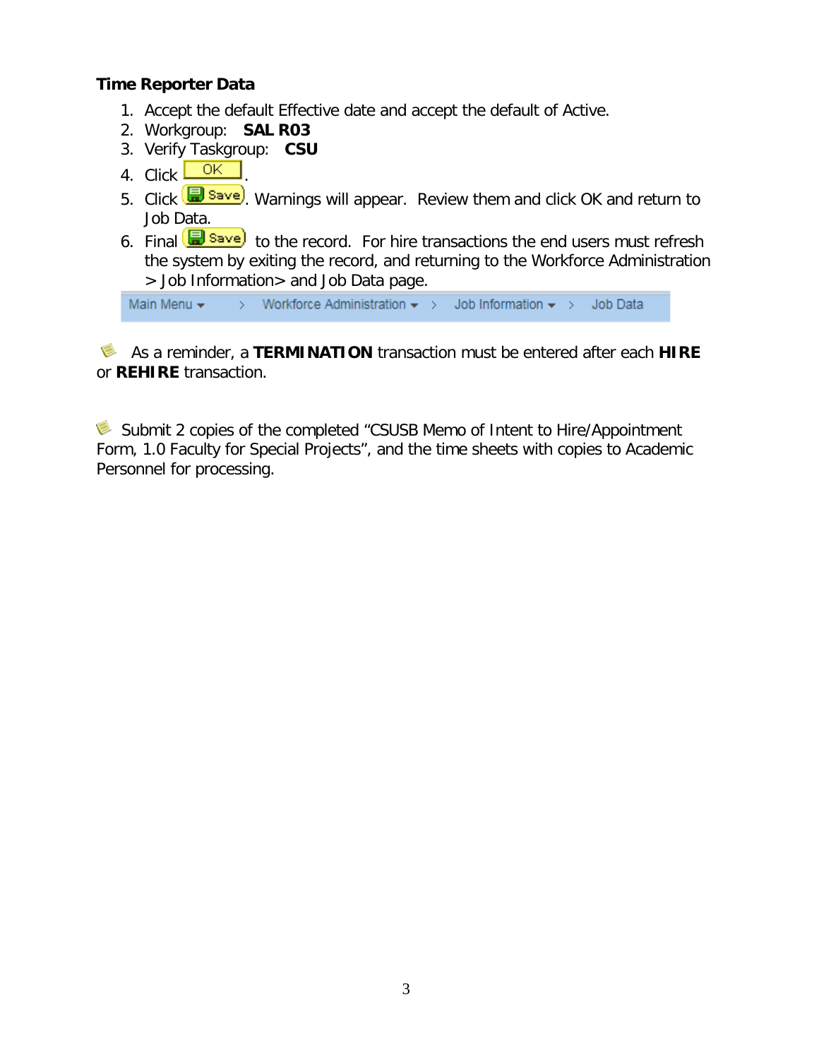**Time Reporter Data**

1. Accept the default Effective date and accept the default of Active.
2. Workgroup: **SAL R03**
3. Verify Taskgroup: **CSU**
4. Click OK.
5. Click Save. Warnings will appear. Review them and click OK and return to Job Data.
6. Final Save to the record. For hire transactions the end users must refresh the system by exiting the record, and returning to the Workforce Administration > Job Information> and Job Data page.

Main Menu > Workforce Administration > Job Information > Job Data

As a reminder, a **TERMINATION** transaction must be entered after each **HIRE** or **REHIRE** transaction.

Submit 2 copies of the completed “CSUSB Memo of Intent to Hire/Appointment Form, 1.0 Faculty for Special Projects”, and the time sheets with copies to Academic Personnel for processing.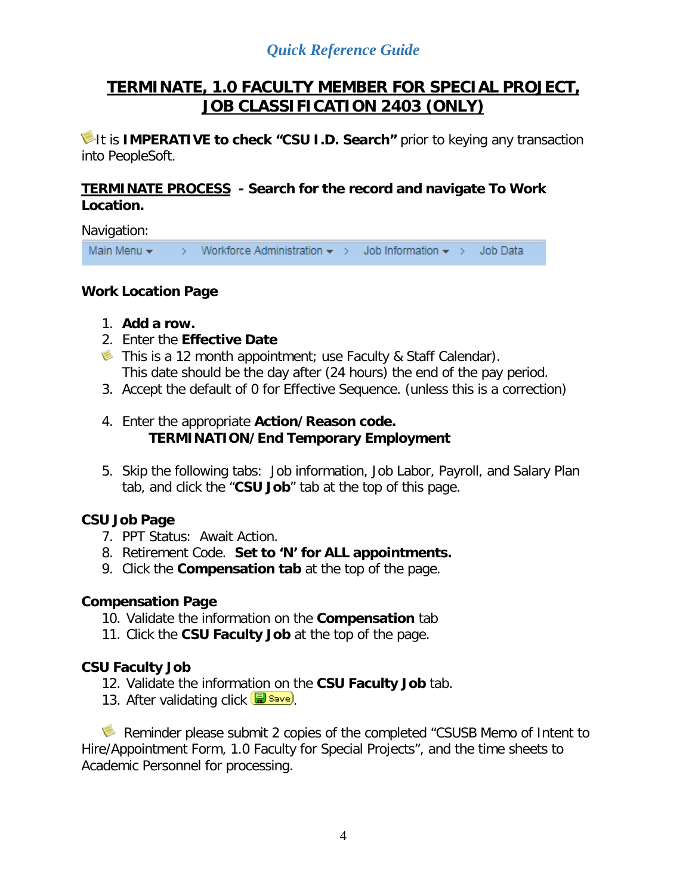*Quick Reference Guide*

# TERMINATE, 1.0 FACULTY MEMBER FOR SPECIAL PROJECT, JOB CLASSIFICATION 2403 (ONLY)

It is **IMPERATIVE to check "CSU I.D. Search"** prior to keying any transaction into PeopleSoft.

**TERMINATE PROCESS - Search for the record and navigate To Work Location.**

Navigation:

Main Menu > Workforce Administration > Job Information > Job Data

### Work Location Page

1. **Add a row.**
2. Enter the **Effective Date**
   - This is a 12 month appointment; use Faculty & Staff Calendar). This date should be the day after (24 hours) the end of the pay period.
3. Accept the default of 0 for Effective Sequence. (unless this is a correction)
4. Enter the appropriate **Action/Reason code.**
   **TERMINATION/End Temporary Employment**
5. Skip the following tabs: Job information, Job Labor, Payroll, and Salary Plan tab, and click the "**CSU Job**" tab at the top of this page.

### CSU Job Page

7. PPT Status: Await Action.
8. Retirement Code. **Set to 'N' for ALL appointments.**
9. Click the **Compensation tab** at the top of the page.

### Compensation Page

10. Validate the information on the **Compensation** tab
11. Click the **CSU Faculty Job** at the top of the page.

### CSU Faculty Job

12. Validate the information on the **CSU Faculty Job** tab.
13. After validating click Save.

Reminder please submit 2 copies of the completed "CSUSB Memo of Intent to Hire/Appointment Form, 1.0 Faculty for Special Projects", and the time sheets to Academic Personnel for processing.